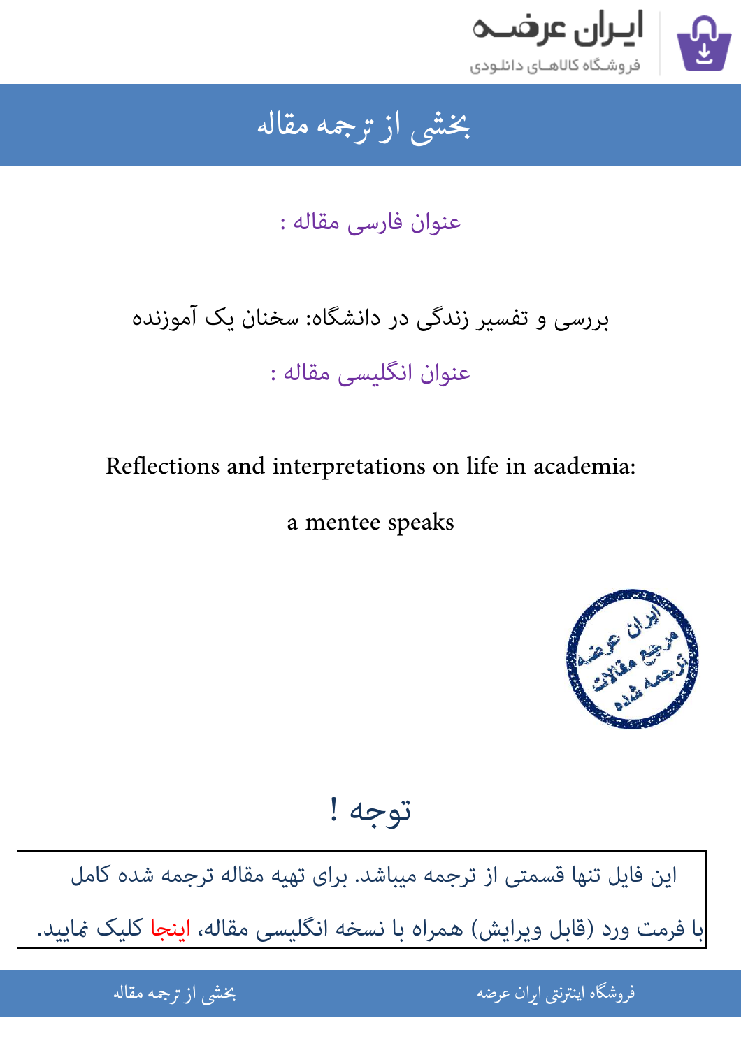# بخشی از ترجمه مقاله

عنوان فارسی مقاله :

بررسی و تفسیر زندگی در دانشگاه: سخنان یک آموزنده

عنوان انگلیسی مقاله :

Reflections and interpretations on life in academia: a mentee speaks

## توجه !

این فایل تنها قسمتی از ترجمه میباشد. برای تهیه مقاله ترجمه شده کامل با فرمت ورد (قابل ویرایش) همراه با نسخه انگلیسی مقاله، اینجا کلیک نمایید.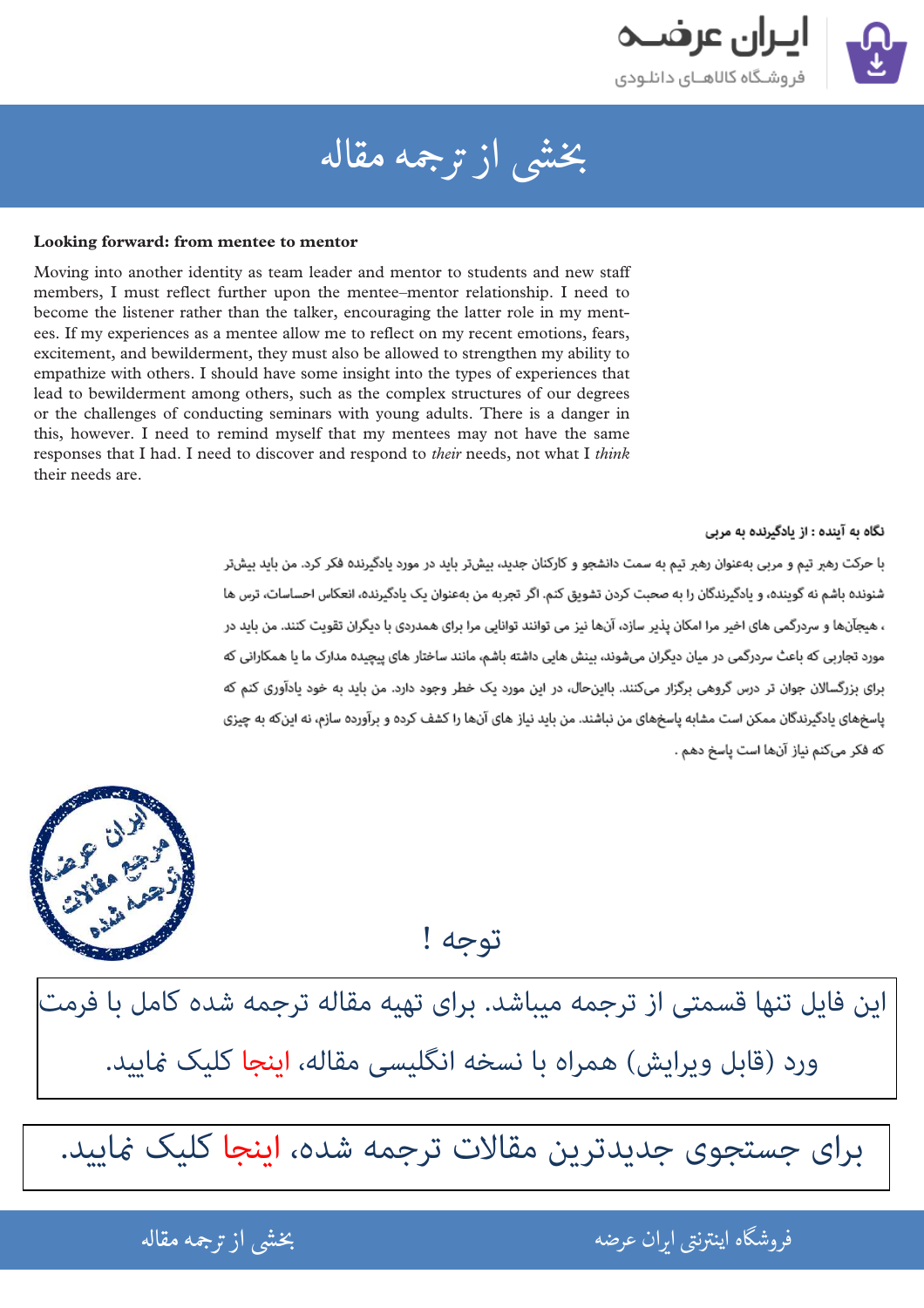# بخشی از ترجمه مقاله

**Looking forward: from mentee to mentor**

Moving into another identity as team leader and mentor to students and new staff members, I must reflect further upon the mentee–mentor relationship. I need to become the listener rather than the talker, encouraging the latter role in my mentees. If my experiences as a mentee allow me to reflect on my recent emotions, fears, excitement, and bewilderment, they must also be allowed to strengthen my ability to empathize with others. I should have some insight into the types of experiences that lead to bewilderment among others, such as the complex structures of our degrees or the challenges of conducting seminars with young adults. There is a danger in this, however. I need to remind myself that my mentees may not have the same responses that I had. I need to discover and respond to *their* needs, not what I *think* their needs are.

**نگاه به آینده : از یادگیرنده به مربی**

با حرکت رهبر تیم و مربی به‌عنوان رهبر تیم به سمت دانشجو و کارکنان جدید، بیش‌تر باید در مورد یادگیرنده فکر کرد. من باید بیش‌تر شنونده باشم نه گوینده، و یادگیرندگان را به صحبت کردن تشویق کنم. اگر تجربه من به‌عنوان یک یادگیرنده، انعکاس احساسات، ترس ها ، هیجان‌ها و سردرگمی های اخیر مرا امکان پذیر سازد، آن‌ها نیز می توانند توانایی مرا برای همدردی با دیگران تقویت کنند. من باید در مورد تجاربی که باعث سردرگمی در میان دیگران می‌شوند، بینش هایی داشته باشم، مانند ساختار های پیچیده مدارک ما یا همکارانی که برای بزرگسالان جوان تر درس گروهی برگزار می‌کنند. بااین‌حال، در این مورد یک خطر وجود دارد. من باید به خود یادآوری کنم که پاسخ‌های یادگیرندگان ممکن است مشابه پاسخ‌های من نباشند. من باید نیاز های آن‌ها را کشف کرده و برآورده سازم، نه این‌که به چیزی که فکر می‌کنم نیاز آن‌ها است پاسخ دهم .

توجه !

این فایل تنها قسمتی از ترجمه میباشد. برای تهیه مقاله ترجمه شده کامل با فرمت ورد (قابل ویرایش) همراه با نسخه انگلیسی مقاله، اینجا کلیک نمایید.

برای جستجوی جدیدترین مقالات ترجمه شده، اینجا کلیک نمایید.